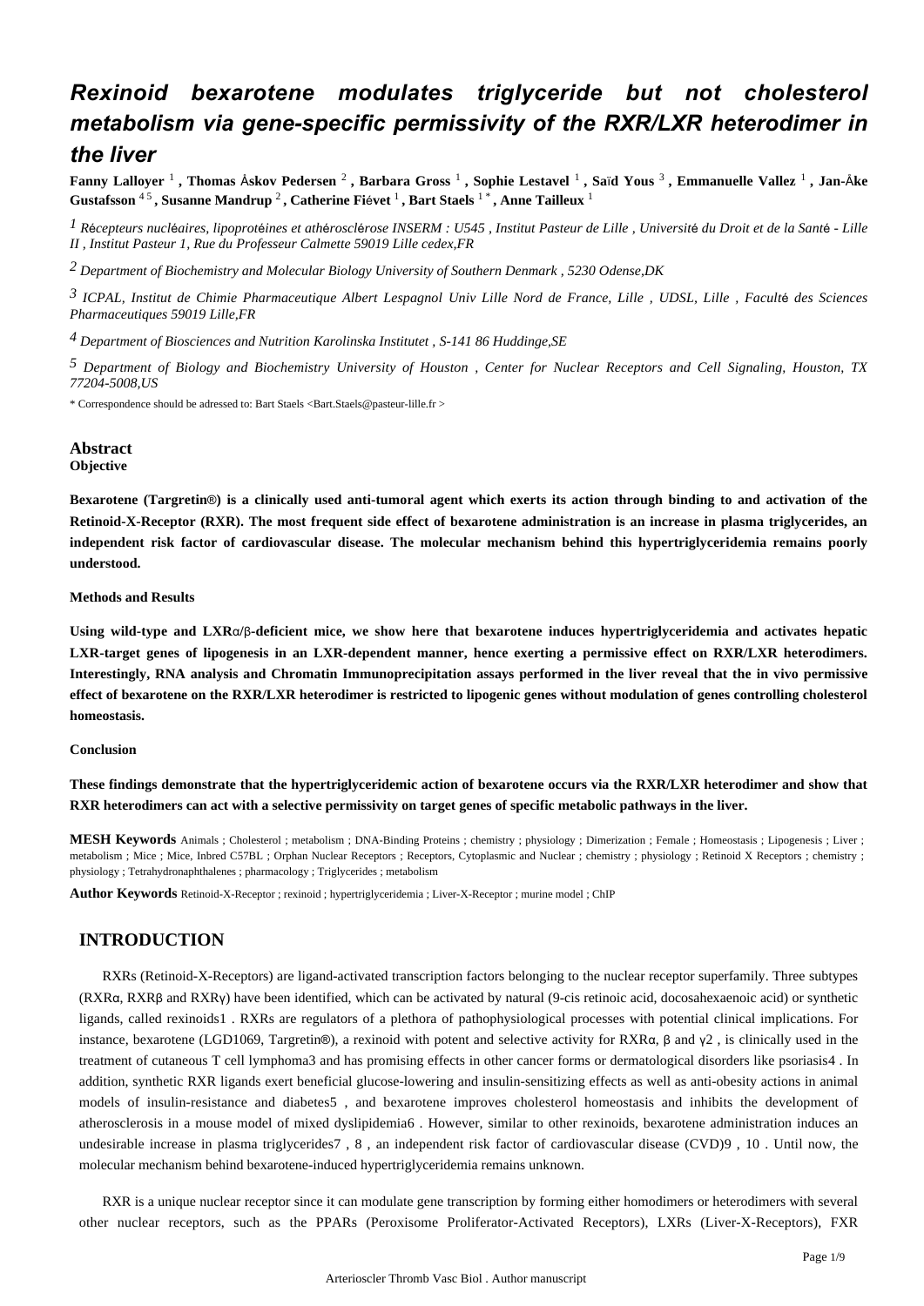# Rexinoid bexarotene modulates triglyceride but not cholesterol metabolism via gene-specific permissivity of the RXR/LXR heterodimer in the liver

**Fanny Lalloyer [1], Thomas Åskov Pedersen [2], Barbara Gross [1], Sophie Lestavel [1], Saïd Yous [3], Emmanuelle Vallez [1], Jan-Åke Gustafsson [4 5], Susanne Mandrup [2], Catherine Fiévet [1], Bart Staels [1 *], Anne Tailleux [1]**

[1] *Récepteurs nucléaires, lipoprotéines et athérosclérose INSERM : U545, Institut Pasteur de Lille, Université du Droit et de la Santé - Lille II, Institut Pasteur 1, Rue du Professeur Calmette 59019 Lille cedex, FR*

[2] *Department of Biochemistry and Molecular Biology University of Southern Denmark, 5230 Odense, DK*

[3] *ICPAL, Institut de Chimie Pharmaceutique Albert Lespagnol Univ Lille Nord de France, Lille, UDSL, Lille, Faculté des Sciences Pharmaceutiques 59019 Lille, FR*

[4] *Department of Biosciences and Nutrition Karolinska Institutet, S-141 86 Huddinge, SE*

[5] *Department of Biology and Biochemistry University of Houston, Center for Nuclear Receptors and Cell Signaling, Houston, TX 77204-5008, US*

\* Correspondence should be adressed to: Bart Staels <Bart.Staels@pasteur-lille.fr >

## Abstract

### Objective

**Bexarotene (Targretin®) is a clinically used anti-tumoral agent which exerts its action through binding to and activation of the Retinoid-X-Receptor (RXR). The most frequent side effect of bexarotene administration is an increase in plasma triglycerides, an independent risk factor of cardiovascular disease. The molecular mechanism behind this hypertriglyceridemia remains poorly understood.**

### Methods and Results

**Using wild-type and LXRα/β-deficient mice, we show here that bexarotene induces hypertriglyceridemia and activates hepatic LXR-target genes of lipogenesis in an LXR-dependent manner, hence exerting a permissive effect on RXR/LXR heterodimers. Interestingly, RNA analysis and Chromatin Immunoprecipitation assays performed in the liver reveal that the in vivo permissive effect of bexarotene on the RXR/LXR heterodimer is restricted to lipogenic genes without modulation of genes controlling cholesterol homeostasis.**

### Conclusion

**These findings demonstrate that the hypertriglyceridemic action of bexarotene occurs via the RXR/LXR heterodimer and show that RXR heterodimers can act with a selective permissivity on target genes of specific metabolic pathways in the liver.**

**MESH Keywords** Animals ; Cholesterol ; metabolism ; DNA-Binding Proteins ; chemistry ; physiology ; Dimerization ; Female ; Homeostasis ; Lipogenesis ; Liver ; metabolism ; Mice ; Mice, Inbred C57BL ; Orphan Nuclear Receptors ; Receptors, Cytoplasmic and Nuclear ; chemistry ; physiology ; Retinoid X Receptors ; chemistry ; physiology ; Tetrahydronaphthalenes ; pharmacology ; Triglycerides ; metabolism

**Author Keywords** Retinoid-X-Receptor ; rexinoid ; hypertriglyceridemia ; Liver-X-Receptor ; murine model ; ChIP

## INTRODUCTION

RXRs (Retinoid-X-Receptors) are ligand-activated transcription factors belonging to the nuclear receptor superfamily. Three subtypes (RXRα, RXRβ and RXRγ) have been identified, which can be activated by natural (9-cis retinoic acid, docosahexaenoic acid) or synthetic ligands, called rexinoids[1]. RXRs are regulators of a plethora of pathophysiological processes with potential clinical implications. For instance, bexarotene (LGD1069, Targretin®), a rexinoid with potent and selective activity for RXRα, β and γ[2], is clinically used in the treatment of cutaneous T cell lymphoma[3] and has promising effects in other cancer forms or dermatological disorders like psoriasis[4]. In addition, synthetic RXR ligands exert beneficial glucose-lowering and insulin-sensitizing effects as well as anti-obesity actions in animal models of insulin-resistance and diabetes[5], and bexarotene improves cholesterol homeostasis and inhibits the development of atherosclerosis in a mouse model of mixed dyslipidemia[6]. However, similar to other rexinoids, bexarotene administration induces an undesirable increase in plasma triglycerides[7, 8], an independent risk factor of cardiovascular disease (CVD)[9, 10]. Until now, the molecular mechanism behind bexarotene-induced hypertriglyceridemia remains unknown.

RXR is a unique nuclear receptor since it can modulate gene transcription by forming either homodimers or heterodimers with several other nuclear receptors, such as the PPARs (Peroxisome Proliferator-Activated Receptors), LXRs (Liver-X-Receptors), FXR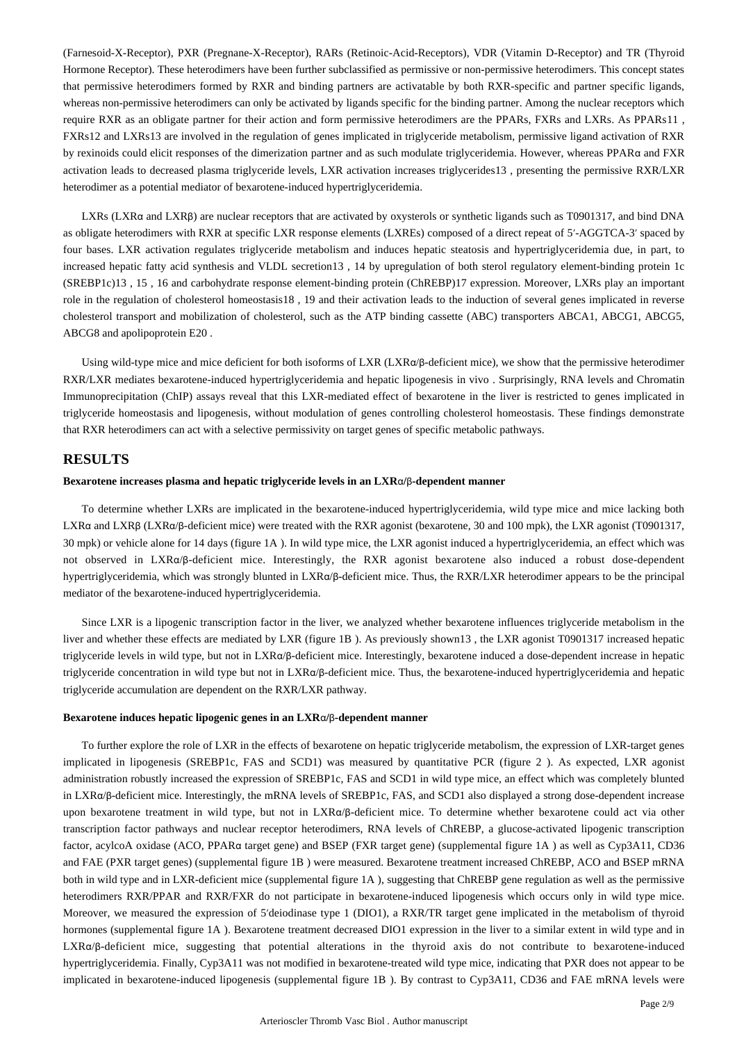(Farnesoid-X-Receptor), PXR (Pregnane-X-Receptor), RARs (Retinoic-Acid-Receptors), VDR (Vitamin D-Receptor) and TR (Thyroid Hormone Receptor). These heterodimers have been further subclassified as permissive or non-permissive heterodimers. This concept states that permissive heterodimers formed by RXR and binding partners are activatable by both RXR-specific and partner specific ligands, whereas non-permissive heterodimers can only be activated by ligands specific for the binding partner. Among the nuclear receptors which require RXR as an obligate partner for their action and form permissive heterodimers are the PPARs, FXRs and LXRs. As PPARs[11], FXRs[12] and LXRs[13] are involved in the regulation of genes implicated in triglyceride metabolism, permissive ligand activation of RXR by rexinoids could elicit responses of the dimerization partner and as such modulate triglyceridemia. However, whereas PPARα and FXR activation leads to decreased plasma triglyceride levels, LXR activation increases triglycerides[13], presenting the permissive RXR/LXR heterodimer as a potential mediator of bexarotene-induced hypertriglyceridemia.

LXRs (LXRα and LXRβ) are nuclear receptors that are activated by oxysterols or synthetic ligands such as T0901317, and bind DNA as obligate heterodimers with RXR at specific LXR response elements (LXREs) composed of a direct repeat of 5′-AGGTCA-3′ spaced by four bases. LXR activation regulates triglyceride metabolism and induces hepatic steatosis and hypertriglyceridemia due, in part, to increased hepatic fatty acid synthesis and VLDL secretion[13, 14] by upregulation of both sterol regulatory element-binding protein 1c (SREBP1c)[13, 15, 16] and carbohydrate response element-binding protein (ChREBP)[17] expression. Moreover, LXRs play an important role in the regulation of cholesterol homeostasis[18, 19] and their activation leads to the induction of several genes implicated in reverse cholesterol transport and mobilization of cholesterol, such as the ATP binding cassette (ABC) transporters ABCA1, ABCG1, ABCG5, ABCG8 and apolipoprotein E[20].

Using wild-type mice and mice deficient for both isoforms of LXR (LXRα/β-deficient mice), we show that the permissive heterodimer RXR/LXR mediates bexarotene-induced hypertriglyceridemia and hepatic lipogenesis in vivo. Surprisingly, RNA levels and Chromatin Immunoprecipitation (ChIP) assays reveal that this LXR-mediated effect of bexarotene in the liver is restricted to genes implicated in triglyceride homeostasis and lipogenesis, without modulation of genes controlling cholesterol homeostasis. These findings demonstrate that RXR heterodimers can act with a selective permissivity on target genes of specific metabolic pathways.

## RESULTS

### Bexarotene increases plasma and hepatic triglyceride levels in an LXRα/β-dependent manner

To determine whether LXRs are implicated in the bexarotene-induced hypertriglyceridemia, wild type mice and mice lacking both LXRα and LXRβ (LXRα/β-deficient mice) were treated with the RXR agonist (bexarotene, 30 and 100 mpk), the LXR agonist (T0901317, 30 mpk) or vehicle alone for 14 days (figure 1A). In wild type mice, the LXR agonist induced a hypertriglyceridemia, an effect which was not observed in LXRα/β-deficient mice. Interestingly, the RXR agonist bexarotene also induced a robust dose-dependent hypertriglyceridemia, which was strongly blunted in LXRα/β-deficient mice. Thus, the RXR/LXR heterodimer appears to be the principal mediator of the bexarotene-induced hypertriglyceridemia.

Since LXR is a lipogenic transcription factor in the liver, we analyzed whether bexarotene influences triglyceride metabolism in the liver and whether these effects are mediated by LXR (figure 1B). As previously shown[13], the LXR agonist T0901317 increased hepatic triglyceride levels in wild type, but not in LXRα/β-deficient mice. Interestingly, bexarotene induced a dose-dependent increase in hepatic triglyceride concentration in wild type but not in LXRα/β-deficient mice. Thus, the bexarotene-induced hypertriglyceridemia and hepatic triglyceride accumulation are dependent on the RXR/LXR pathway.

### Bexarotene induces hepatic lipogenic genes in an LXRα/β-dependent manner

To further explore the role of LXR in the effects of bexarotene on hepatic triglyceride metabolism, the expression of LXR-target genes implicated in lipogenesis (SREBP1c, FAS and SCD1) was measured by quantitative PCR (figure 2). As expected, LXR agonist administration robustly increased the expression of SREBP1c, FAS and SCD1 in wild type mice, an effect which was completely blunted in LXRα/β-deficient mice. Interestingly, the mRNA levels of SREBP1c, FAS, and SCD1 also displayed a strong dose-dependent increase upon bexarotene treatment in wild type, but not in LXRα/β-deficient mice. To determine whether bexarotene could act via other transcription factor pathways and nuclear receptor heterodimers, RNA levels of ChREBP, a glucose-activated lipogenic transcription factor, acylcoA oxidase (ACO, PPARα target gene) and BSEP (FXR target gene) (supplemental figure 1A) as well as Cyp3A11, CD36 and FAE (PXR target genes) (supplemental figure 1B) were measured. Bexarotene treatment increased ChREBP, ACO and BSEP mRNA both in wild type and in LXR-deficient mice (supplemental figure 1A), suggesting that ChREBP gene regulation as well as the permissive heterodimers RXR/PPAR and RXR/FXR do not participate in bexarotene-induced lipogenesis which occurs only in wild type mice. Moreover, we measured the expression of 5′deiodinase type 1 (DIO1), a RXR/TR target gene implicated in the metabolism of thyroid hormones (supplemental figure 1A). Bexarotene treatment decreased DIO1 expression in the liver to a similar extent in wild type and in LXRα/β-deficient mice, suggesting that potential alterations in the thyroid axis do not contribute to bexarotene-induced hypertriglyceridemia. Finally, Cyp3A11 was not modified in bexarotene-treated wild type mice, indicating that PXR does not appear to be implicated in bexarotene-induced lipogenesis (supplemental figure 1B). By contrast to Cyp3A11, CD36 and FAE mRNA levels were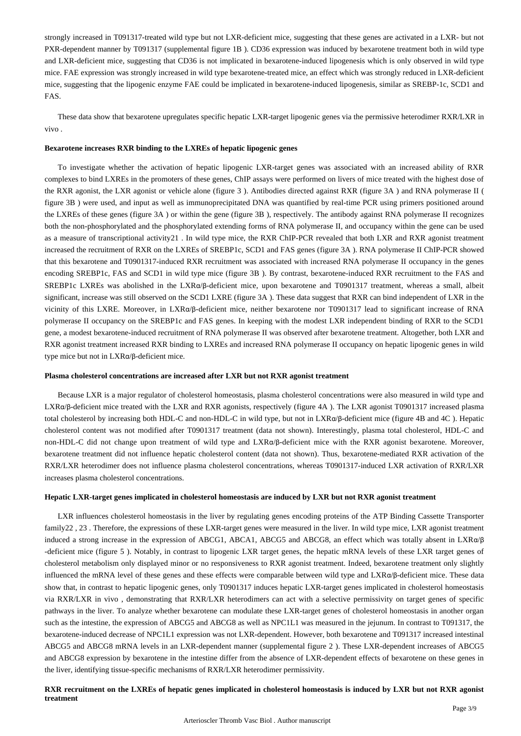strongly increased in T091317-treated wild type but not LXR-deficient mice, suggesting that these genes are activated in a LXR- but not PXR-dependent manner by T091317 (supplemental figure 1B ). CD36 expression was induced by bexarotene treatment both in wild type and LXR-deficient mice, suggesting that CD36 is not implicated in bexarotene-induced lipogenesis which is only observed in wild type mice. FAE expression was strongly increased in wild type bexarotene-treated mice, an effect which was strongly reduced in LXR-deficient mice, suggesting that the lipogenic enzyme FAE could be implicated in bexarotene-induced lipogenesis, similar as SREBP-1c, SCD1 and FAS.

These data show that bexarotene upregulates specific hepatic LXR-target lipogenic genes via the permissive heterodimer RXR/LXR in vivo .

#### Bexarotene increases RXR binding to the LXREs of hepatic lipogenic genes

To investigate whether the activation of hepatic lipogenic LXR-target genes was associated with an increased ability of RXR complexes to bind LXREs in the promoters of these genes, ChIP assays were performed on livers of mice treated with the highest dose of the RXR agonist, the LXR agonist or vehicle alone (figure 3 ). Antibodies directed against RXR (figure 3A ) and RNA polymerase II ( figure 3B ) were used, and input as well as immunoprecipitated DNA was quantified by real-time PCR using primers positioned around the LXREs of these genes (figure 3A ) or within the gene (figure 3B ), respectively. The antibody against RNA polymerase II recognizes both the non-phosphorylated and the phosphorylated extending forms of RNA polymerase II, and occupancy within the gene can be used as a measure of transcriptional activity[21] . In wild type mice, the RXR ChIP-PCR revealed that both LXR and RXR agonist treatment increased the recruitment of RXR on the LXREs of SREBP1c, SCD1 and FAS genes (figure 3A ). RNA polymerase II ChIP-PCR showed that this bexarotene and T0901317-induced RXR recruitment was associated with increased RNA polymerase II occupancy in the genes encoding SREBP1c, FAS and SCD1 in wild type mice (figure 3B ). By contrast, bexarotene-induced RXR recruitment to the FAS and SREBP1c LXREs was abolished in the LXRα/β-deficient mice, upon bexarotene and T0901317 treatment, whereas a small, albeit significant, increase was still observed on the SCD1 LXRE (figure 3A ). These data suggest that RXR can bind independent of LXR in the vicinity of this LXRE. Moreover, in LXRα/β-deficient mice, neither bexarotene nor T0901317 lead to significant increase of RNA polymerase II occupancy on the SREBP1c and FAS genes. In keeping with the modest LXR independent binding of RXR to the SCD1 gene, a modest bexarotene-induced recruitment of RNA polymerase II was observed after bexarotene treatment. Altogether, both LXR and RXR agonist treatment increased RXR binding to LXREs and increased RNA polymerase II occupancy on hepatic lipogenic genes in wild type mice but not in LXRα/β-deficient mice.

#### Plasma cholesterol concentrations are increased after LXR but not RXR agonist treatment

Because LXR is a major regulator of cholesterol homeostasis, plasma cholesterol concentrations were also measured in wild type and LXRα/β-deficient mice treated with the LXR and RXR agonists, respectively (figure 4A ). The LXR agonist T0901317 increased plasma total cholesterol by increasing both HDL-C and non-HDL-C in wild type, but not in LXRα/β-deficient mice (figure 4B and 4C ). Hepatic cholesterol content was not modified after T0901317 treatment (data not shown). Interestingly, plasma total cholesterol, HDL-C and non-HDL-C did not change upon treatment of wild type and LXRα/β-deficient mice with the RXR agonist bexarotene. Moreover, bexarotene treatment did not influence hepatic cholesterol content (data not shown). Thus, bexarotene-mediated RXR activation of the RXR/LXR heterodimer does not influence plasma cholesterol concentrations, whereas T0901317-induced LXR activation of RXR/LXR increases plasma cholesterol concentrations.

#### Hepatic LXR-target genes implicated in cholesterol homeostasis are induced by LXR but not RXR agonist treatment

LXR influences cholesterol homeostasis in the liver by regulating genes encoding proteins of the ATP Binding Cassette Transporter family[22 , 23] . Therefore, the expressions of these LXR-target genes were measured in the liver. In wild type mice, LXR agonist treatment induced a strong increase in the expression of ABCG1, ABCA1, ABCG5 and ABCG8, an effect which was totally absent in LXRα/β -deficient mice (figure 5 ). Notably, in contrast to lipogenic LXR target genes, the hepatic mRNA levels of these LXR target genes of cholesterol metabolism only displayed minor or no responsiveness to RXR agonist treatment. Indeed, bexarotene treatment only slightly influenced the mRNA level of these genes and these effects were comparable between wild type and LXRα/β-deficient mice. These data show that, in contrast to hepatic lipogenic genes, only T0901317 induces hepatic LXR-target genes implicated in cholesterol homeostasis via RXR/LXR in vivo , demonstrating that RXR/LXR heterodimers can act with a selective permissivity on target genes of specific pathways in the liver. To analyze whether bexarotene can modulate these LXR-target genes of cholesterol homeostasis in another organ such as the intestine, the expression of ABCG5 and ABCG8 as well as NPC1L1 was measured in the jejunum. In contrast to T091317, the bexarotene-induced decrease of NPC1L1 expression was not LXR-dependent. However, both bexarotene and T091317 increased intestinal ABCG5 and ABCG8 mRNA levels in an LXR-dependent manner (supplemental figure 2 ). These LXR-dependent increases of ABCG5 and ABCG8 expression by bexarotene in the intestine differ from the absence of LXR-dependent effects of bexarotene on these genes in the liver, identifying tissue-specific mechanisms of RXR/LXR heterodimer permissivity.

#### RXR recruitment on the LXREs of hepatic genes implicated in cholesterol homeostasis is induced by LXR but not RXR agonist treatment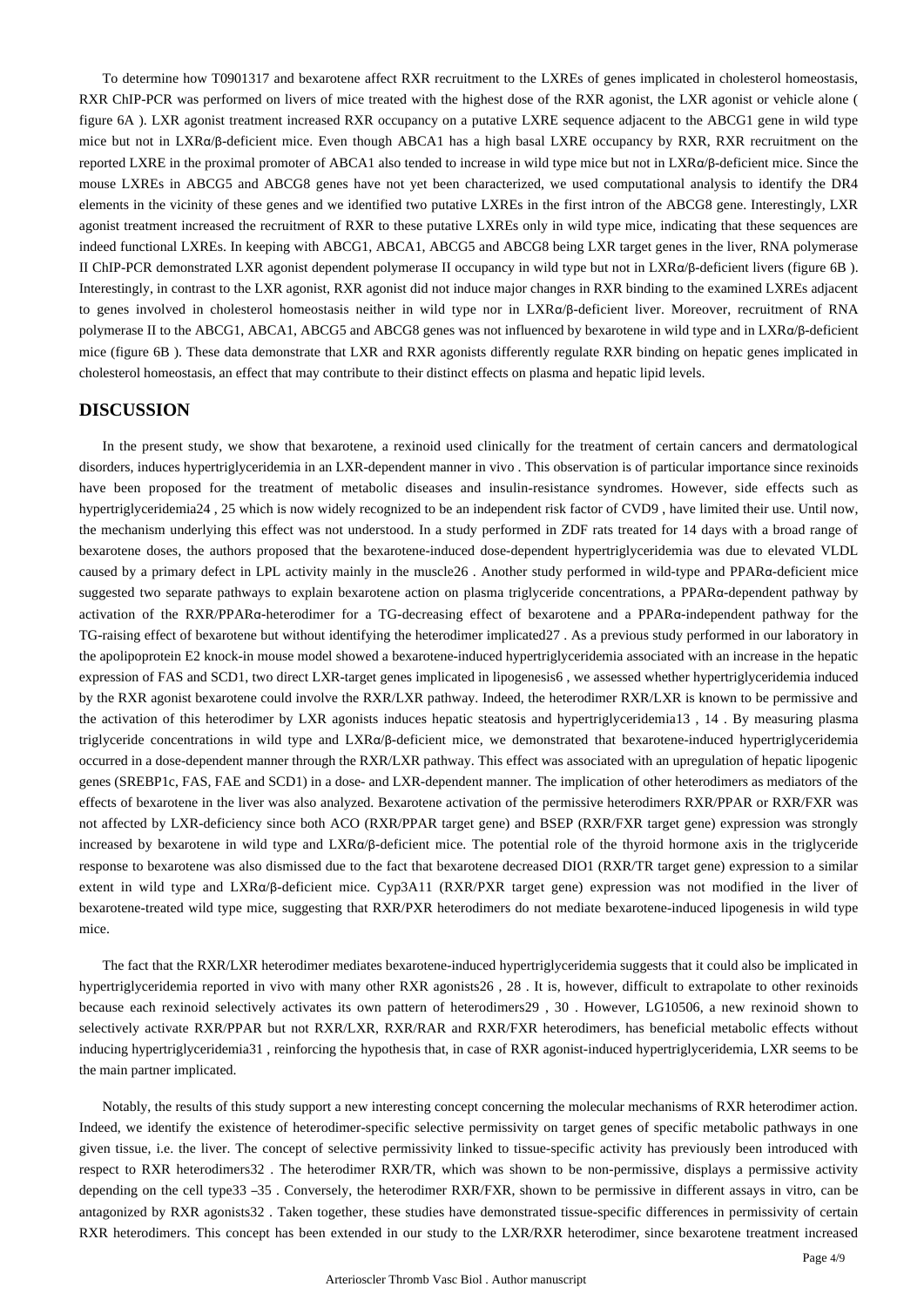To determine how T0901317 and bexarotene affect RXR recruitment to the LXREs of genes implicated in cholesterol homeostasis, RXR ChIP-PCR was performed on livers of mice treated with the highest dose of the RXR agonist, the LXR agonist or vehicle alone ( figure 6A ). LXR agonist treatment increased RXR occupancy on a putative LXRE sequence adjacent to the ABCG1 gene in wild type mice but not in LXRα/β-deficient mice. Even though ABCA1 has a high basal LXRE occupancy by RXR, RXR recruitment on the reported LXRE in the proximal promoter of ABCA1 also tended to increase in wild type mice but not in LXRα/β-deficient mice. Since the mouse LXREs in ABCG5 and ABCG8 genes have not yet been characterized, we used computational analysis to identify the DR4 elements in the vicinity of these genes and we identified two putative LXREs in the first intron of the ABCG8 gene. Interestingly, LXR agonist treatment increased the recruitment of RXR to these putative LXREs only in wild type mice, indicating that these sequences are indeed functional LXREs. In keeping with ABCG1, ABCA1, ABCG5 and ABCG8 being LXR target genes in the liver, RNA polymerase II ChIP-PCR demonstrated LXR agonist dependent polymerase II occupancy in wild type but not in LXRα/β-deficient livers (figure 6B ). Interestingly, in contrast to the LXR agonist, RXR agonist did not induce major changes in RXR binding to the examined LXREs adjacent to genes involved in cholesterol homeostasis neither in wild type nor in LXRα/β-deficient liver. Moreover, recruitment of RNA polymerase II to the ABCG1, ABCA1, ABCG5 and ABCG8 genes was not influenced by bexarotene in wild type and in LXRα/β-deficient mice (figure 6B ). These data demonstrate that LXR and RXR agonists differently regulate RXR binding on hepatic genes implicated in cholesterol homeostasis, an effect that may contribute to their distinct effects on plasma and hepatic lipid levels.

## DISCUSSION

In the present study, we show that bexarotene, a rexinoid used clinically for the treatment of certain cancers and dermatological disorders, induces hypertriglyceridemia in an LXR-dependent manner in vivo . This observation is of particular importance since rexinoids have been proposed for the treatment of metabolic diseases and insulin-resistance syndromes. However, side effects such as hypertriglyceridemia[24, 25] which is now widely recognized to be an independent risk factor of CVD[9], have limited their use. Until now, the mechanism underlying this effect was not understood. In a study performed in ZDF rats treated for 14 days with a broad range of bexarotene doses, the authors proposed that the bexarotene-induced dose-dependent hypertriglyceridemia was due to elevated VLDL caused by a primary defect in LPL activity mainly in the muscle[26]. Another study performed in wild-type and PPARα-deficient mice suggested two separate pathways to explain bexarotene action on plasma triglyceride concentrations, a PPARα-dependent pathway by activation of the RXR/PPARα-heterodimer for a TG-decreasing effect of bexarotene and a PPARα-independent pathway for the TG-raising effect of bexarotene but without identifying the heterodimer implicated[27]. As a previous study performed in our laboratory in the apolipoprotein E2 knock-in mouse model showed a bexarotene-induced hypertriglyceridemia associated with an increase in the hepatic expression of FAS and SCD1, two direct LXR-target genes implicated in lipogenesis[6], we assessed whether hypertriglyceridemia induced by the RXR agonist bexarotene could involve the RXR/LXR pathway. Indeed, the heterodimer RXR/LXR is known to be permissive and the activation of this heterodimer by LXR agonists induces hepatic steatosis and hypertriglyceridemia[13, 14]. By measuring plasma triglyceride concentrations in wild type and LXRα/β-deficient mice, we demonstrated that bexarotene-induced hypertriglyceridemia occurred in a dose-dependent manner through the RXR/LXR pathway. This effect was associated with an upregulation of hepatic lipogenic genes (SREBP1c, FAS, FAE and SCD1) in a dose- and LXR-dependent manner. The implication of other heterodimers as mediators of the effects of bexarotene in the liver was also analyzed. Bexarotene activation of the permissive heterodimers RXR/PPAR or RXR/FXR was not affected by LXR-deficiency since both ACO (RXR/PPAR target gene) and BSEP (RXR/FXR target gene) expression was strongly increased by bexarotene in wild type and LXRα/β-deficient mice. The potential role of the thyroid hormone axis in the triglyceride response to bexarotene was also dismissed due to the fact that bexarotene decreased DIO1 (RXR/TR target gene) expression to a similar extent in wild type and LXRα/β-deficient mice. Cyp3A11 (RXR/PXR target gene) expression was not modified in the liver of bexarotene-treated wild type mice, suggesting that RXR/PXR heterodimers do not mediate bexarotene-induced lipogenesis in wild type mice.

The fact that the RXR/LXR heterodimer mediates bexarotene-induced hypertriglyceridemia suggests that it could also be implicated in hypertriglyceridemia reported in vivo with many other RXR agonists[26, 28]. It is, however, difficult to extrapolate to other rexinoids because each rexinoid selectively activates its own pattern of heterodimers[29, 30]. However, LG10506, a new rexinoid shown to selectively activate RXR/PPAR but not RXR/LXR, RXR/RAR and RXR/FXR heterodimers, has beneficial metabolic effects without inducing hypertriglyceridemia[31], reinforcing the hypothesis that, in case of RXR agonist-induced hypertriglyceridemia, LXR seems to be the main partner implicated.

Notably, the results of this study support a new interesting concept concerning the molecular mechanisms of RXR heterodimer action. Indeed, we identify the existence of heterodimer-specific selective permissivity on target genes of specific metabolic pathways in one given tissue, i.e. the liver. The concept of selective permissivity linked to tissue-specific activity has previously been introduced with respect to RXR heterodimers[32]. The heterodimer RXR/TR, which was shown to be non-permissive, displays a permissive activity depending on the cell type[33–35]. Conversely, the heterodimer RXR/FXR, shown to be permissive in different assays in vitro, can be antagonized by RXR agonists[32]. Taken together, these studies have demonstrated tissue-specific differences in permissivity of certain RXR heterodimers. This concept has been extended in our study to the LXR/RXR heterodimer, since bexarotene treatment increased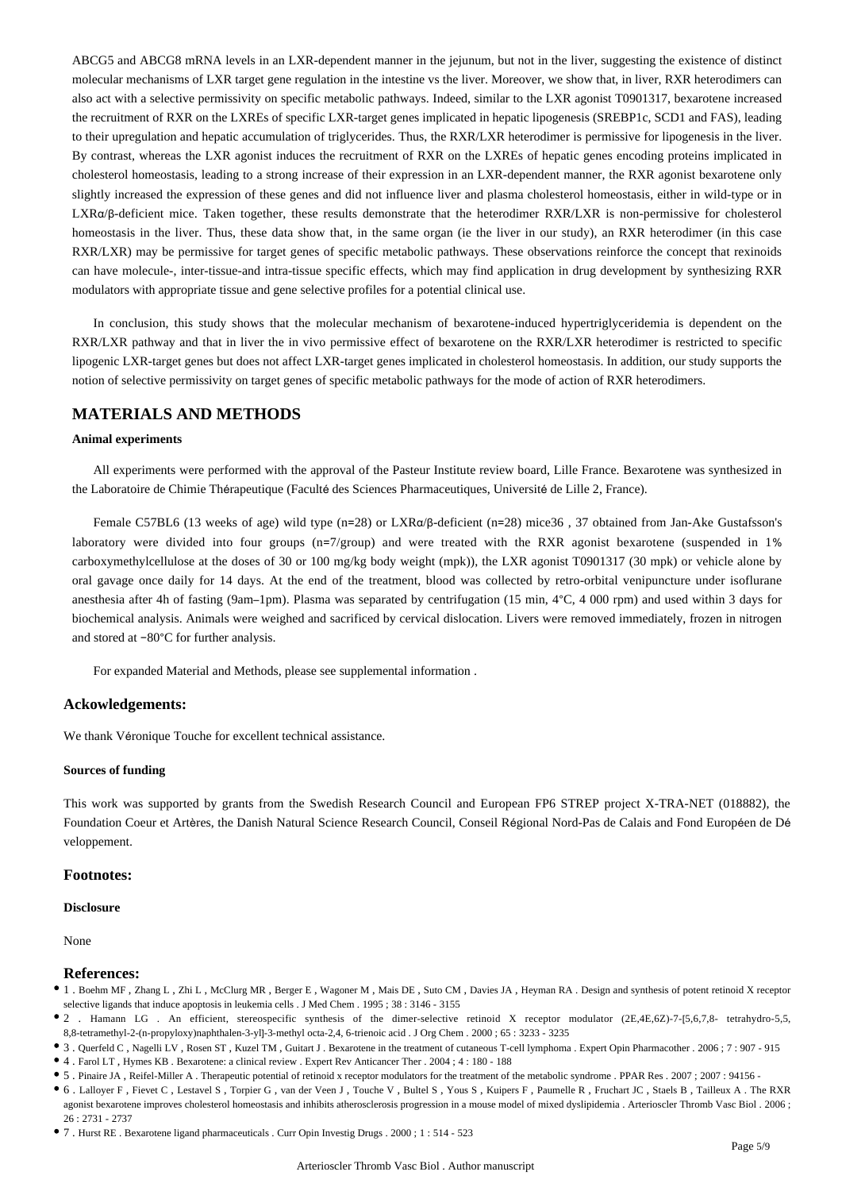ABCG5 and ABCG8 mRNA levels in an LXR-dependent manner in the jejunum, but not in the liver, suggesting the existence of distinct molecular mechanisms of LXR target gene regulation in the intestine vs the liver. Moreover, we show that, in liver, RXR heterodimers can also act with a selective permissivity on specific metabolic pathways. Indeed, similar to the LXR agonist T0901317, bexarotene increased the recruitment of RXR on the LXREs of specific LXR-target genes implicated in hepatic lipogenesis (SREBP1c, SCD1 and FAS), leading to their upregulation and hepatic accumulation of triglycerides. Thus, the RXR/LXR heterodimer is permissive for lipogenesis in the liver. By contrast, whereas the LXR agonist induces the recruitment of RXR on the LXREs of hepatic genes encoding proteins implicated in cholesterol homeostasis, leading to a strong increase of their expression in an LXR-dependent manner, the RXR agonist bexarotene only slightly increased the expression of these genes and did not influence liver and plasma cholesterol homeostasis, either in wild-type or in LXRα/β-deficient mice. Taken together, these results demonstrate that the heterodimer RXR/LXR is non-permissive for cholesterol homeostasis in the liver. Thus, these data show that, in the same organ (ie the liver in our study), an RXR heterodimer (in this case RXR/LXR) may be permissive for target genes of specific metabolic pathways. These observations reinforce the concept that rexinoids can have molecule-, inter-tissue-and intra-tissue specific effects, which may find application in drug development by synthesizing RXR modulators with appropriate tissue and gene selective profiles for a potential clinical use.

In conclusion, this study shows that the molecular mechanism of bexarotene-induced hypertriglyceridemia is dependent on the RXR/LXR pathway and that in liver the in vivo permissive effect of bexarotene on the RXR/LXR heterodimer is restricted to specific lipogenic LXR-target genes but does not affect LXR-target genes implicated in cholesterol homeostasis. In addition, our study supports the notion of selective permissivity on target genes of specific metabolic pathways for the mode of action of RXR heterodimers.

## MATERIALS AND METHODS

### Animal experiments

All experiments were performed with the approval of the Pasteur Institute review board, Lille France. Bexarotene was synthesized in the Laboratoire de Chimie Thérapeutique (Faculté des Sciences Pharmaceutiques, Université de Lille 2, France).

Female C57BL6 (13 weeks of age) wild type (n=28) or LXRα/β-deficient (n=28) mice36 , 37 obtained from Jan-Ake Gustafsson's laboratory were divided into four groups (n=7/group) and were treated with the RXR agonist bexarotene (suspended in 1% carboxymethylcellulose at the doses of 30 or 100 mg/kg body weight (mpk)), the LXR agonist T0901317 (30 mpk) or vehicle alone by oral gavage once daily for 14 days. At the end of the treatment, blood was collected by retro-orbital venipuncture under isoflurane anesthesia after 4h of fasting (9am–1pm). Plasma was separated by centrifugation (15 min, 4°C, 4 000 rpm) and used within 3 days for biochemical analysis. Animals were weighed and sacrificed by cervical dislocation. Livers were removed immediately, frozen in nitrogen and stored at −80°C for further analysis.

For expanded Material and Methods, please see supplemental information .

## Ackowledgements:

We thank Véronique Touche for excellent technical assistance.

### Sources of funding

This work was supported by grants from the Swedish Research Council and European FP6 STREP project X-TRA-NET (018882), the Foundation Coeur et Artères, the Danish Natural Science Research Council, Conseil Régional Nord-Pas de Calais and Fond Européen de Développement.

## Footnotes:

### Disclosure

None

## References:

- 1 . Boehm MF , Zhang L , Zhi L , McClurg MR , Berger E , Wagoner M , Mais DE , Suto CM , Davies JA , Heyman RA . Design and synthesis of potent retinoid X receptor selective ligands that induce apoptosis in leukemia cells . J Med Chem . 1995 ; 38 : 3146 - 3155
- 2 . Hamann LG . An efficient, stereospecific synthesis of the dimer-selective retinoid X receptor modulator (2E,4E,6Z)-7-[5,6,7,8- tetrahydro-5,5,8,8-tetramethyl-2-(n-propyloxy)naphthalen-3-yl]-3-methyl octa-2,4, 6-trienoic acid . J Org Chem . 2000 ; 65 : 3233 - 3235
- 3 . Querfeld C , Nagelli LV , Rosen ST , Kuzel TM , Guitart J . Bexarotene in the treatment of cutaneous T-cell lymphoma . Expert Opin Pharmacother . 2006 ; 7 : 907 - 915
- 4 . Farol LT , Hymes KB . Bexarotene: a clinical review . Expert Rev Anticancer Ther . 2004 ; 4 : 180 - 188
- 5 . Pinaire JA , Reifel-Miller A . Therapeutic potential of retinoid x receptor modulators for the treatment of the metabolic syndrome . PPAR Res . 2007 ; 2007 : 94156 -
- 6 . Lalloyer F , Fievet C , Lestavel S , Torpier G , van der Veen J , Touche V , Bultel S , Yous S , Kuipers F , Paumelle R , Fruchart JC , Staels B , Tailleux A . The RXR agonist bexarotene improves cholesterol homeostasis and inhibits atherosclerosis progression in a mouse model of mixed dyslipidemia . Arterioscler Thromb Vasc Biol . 2006 ; 26 : 2731 - 2737
- 7 . Hurst RE . Bexarotene ligand pharmaceuticals . Curr Opin Investig Drugs . 2000 ; 1 : 514 - 523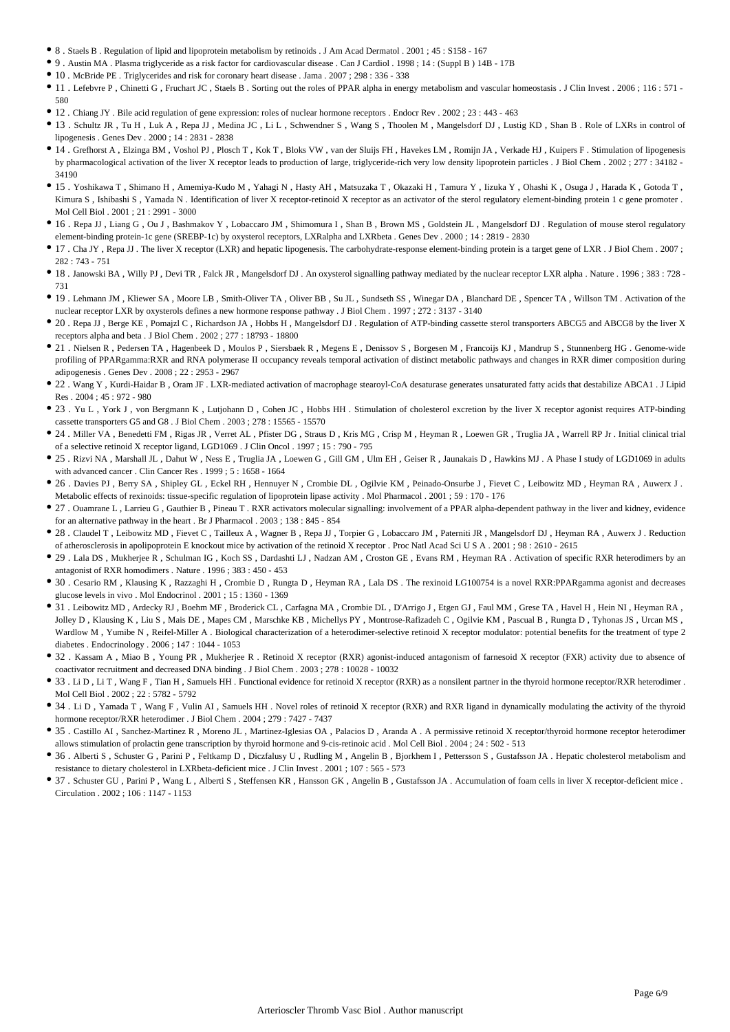- 8 . Staels B . Regulation of lipid and lipoprotein metabolism by retinoids . J Am Acad Dermatol . 2001 ; 45 : S158 - 167
- 9 . Austin MA . Plasma triglyceride as a risk factor for cardiovascular disease . Can J Cardiol . 1998 ; 14 : (Suppl B ) 14B - 17B
- 10 . McBride PE . Triglycerides and risk for coronary heart disease . Jama . 2007 ; 298 : 336 - 338
- 11 . Lefebvre P , Chinetti G , Fruchart JC , Staels B . Sorting out the roles of PPAR alpha in energy metabolism and vascular homeostasis . J Clin Invest . 2006 ; 116 : 571 - 580
- 12 . Chiang JY . Bile acid regulation of gene expression: roles of nuclear hormone receptors . Endocr Rev . 2002 ; 23 : 443 - 463
- 13 . Schultz JR , Tu H , Luk A , Repa JJ , Medina JC , Li L , Schwendner S , Wang S , Thoolen M , Mangelsdorf DJ , Lustig KD , Shan B . Role of LXRs in control of lipogenesis . Genes Dev . 2000 ; 14 : 2831 - 2838
- 14 . Grefhorst A , Elzinga BM , Voshol PJ , Plosch T , Kok T , Bloks VW , van der Sluijs FH , Havekes LM , Romijn JA , Verkade HJ , Kuipers F . Stimulation of lipogenesis by pharmacological activation of the liver X receptor leads to production of large, triglyceride-rich very low density lipoprotein particles . J Biol Chem . 2002 ; 277 : 34182 - 34190
- 15 . Yoshikawa T , Shimano H , Amemiya-Kudo M , Yahagi N , Hasty AH , Matsuzaka T , Okazaki H , Tamura Y , Iizuka Y , Ohashi K , Osuga J , Harada K , Gotoda T , Kimura S , Ishibashi S , Yamada N . Identification of liver X receptor-retinoid X receptor as an activator of the sterol regulatory element-binding protein 1 c gene promoter . Mol Cell Biol . 2001 ; 21 : 2991 - 3000
- 16 . Repa JJ , Liang G , Ou J , Bashmakov Y , Lobaccaro JM , Shimomura I , Shan B , Brown MS , Goldstein JL , Mangelsdorf DJ . Regulation of mouse sterol regulatory element-binding protein-1c gene (SREBP-1c) by oxysterol receptors, LXRalpha and LXRbeta . Genes Dev . 2000 ; 14 : 2819 - 2830
- 17 . Cha JY , Repa JJ . The liver X receptor (LXR) and hepatic lipogenesis. The carbohydrate-response element-binding protein is a target gene of LXR . J Biol Chem . 2007 ; 282 : 743 - 751
- 18 . Janowski BA , Willy PJ , Devi TR , Falck JR , Mangelsdorf DJ . An oxysterol signalling pathway mediated by the nuclear receptor LXR alpha . Nature . 1996 ; 383 : 728 - 731
- 19 . Lehmann JM , Kliewer SA , Moore LB , Smith-Oliver TA , Oliver BB , Su JL , Sundseth SS , Winegar DA , Blanchard DE , Spencer TA , Willson TM . Activation of the nuclear receptor LXR by oxysterols defines a new hormone response pathway . J Biol Chem . 1997 ; 272 : 3137 - 3140
- 20 . Repa JJ , Berge KE , Pomajzl C , Richardson JA , Hobbs H , Mangelsdorf DJ . Regulation of ATP-binding cassette sterol transporters ABCG5 and ABCG8 by the liver X receptors alpha and beta . J Biol Chem . 2002 ; 277 : 18793 - 18800
- 21 . Nielsen R , Pedersen TA , Hagenbeek D , Moulos P , Siersbaek R , Megens E , Denissov S , Borgesen M , Francoijs KJ , Mandrup S , Stunnenberg HG . Genome-wide profiling of PPARgamma:RXR and RNA polymerase II occupancy reveals temporal activation of distinct metabolic pathways and changes in RXR dimer composition during adipogenesis . Genes Dev . 2008 ; 22 : 2953 - 2967
- 22 . Wang Y , Kurdi-Haidar B , Oram JF . LXR-mediated activation of macrophage stearoyl-CoA desaturase generates unsaturated fatty acids that destabilize ABCA1 . J Lipid Res . 2004 ; 45 : 972 - 980
- 23 . Yu L , York J , von Bergmann K , Lutjohann D , Cohen JC , Hobbs HH . Stimulation of cholesterol excretion by the liver X receptor agonist requires ATP-binding cassette transporters G5 and G8 . J Biol Chem . 2003 ; 278 : 15565 - 15570
- 24 . Miller VA , Benedetti FM , Rigas JR , Verret AL , Pfister DG , Straus D , Kris MG , Crisp M , Heyman R , Loewen GR , Truglia JA , Warrell RP Jr . Initial clinical trial of a selective retinoid X receptor ligand, LGD1069 . J Clin Oncol . 1997 ; 15 : 790 - 795
- 25 . Rizvi NA , Marshall JL , Dahut W , Ness E , Truglia JA , Loewen G , Gill GM , Ulm EH , Geiser R , Jaunakais D , Hawkins MJ . A Phase I study of LGD1069 in adults with advanced cancer . Clin Cancer Res . 1999 ; 5 : 1658 - 1664
- 26 . Davies PJ , Berry SA , Shipley GL , Eckel RH , Hennuyer N , Crombie DL , Ogilvie KM , Peinado-Onsurbe J , Fievet C , Leibowitz MD , Heyman RA , Auwerx J . Metabolic effects of rexinoids: tissue-specific regulation of lipoprotein lipase activity . Mol Pharmacol . 2001 ; 59 : 170 - 176
- 27 . Ouamrane L , Larrieu G , Gauthier B , Pineau T . RXR activators molecular signalling: involvement of a PPAR alpha-dependent pathway in the liver and kidney, evidence for an alternative pathway in the heart . Br J Pharmacol . 2003 ; 138 : 845 - 854
- 28 . Claudel T , Leibowitz MD , Fievet C , Tailleux A , Wagner B , Repa JJ , Torpier G , Lobaccaro JM , Paterniti JR , Mangelsdorf DJ , Heyman RA , Auwerx J . Reduction of atherosclerosis in apolipoprotein E knockout mice by activation of the retinoid X receptor . Proc Natl Acad Sci U S A . 2001 ; 98 : 2610 - 2615
- 29 . Lala DS , Mukherjee R , Schulman IG , Koch SS , Dardashti LJ , Nadzan AM , Croston GE , Evans RM , Heyman RA . Activation of specific RXR heterodimers by an antagonist of RXR homodimers . Nature . 1996 ; 383 : 450 - 453
- 30 . Cesario RM , Klausing K , Razzaghi H , Crombie D , Rungta D , Heyman RA , Lala DS . The rexinoid LG100754 is a novel RXR:PPARgamma agonist and decreases glucose levels in vivo . Mol Endocrinol . 2001 ; 15 : 1360 - 1369
- 31 . Leibowitz MD , Ardecky RJ , Boehm MF , Broderick CL , Carfagna MA , Crombie DL , D'Arrigo J , Etgen GJ , Faul MM , Grese TA , Havel H , Hein NI , Heyman RA , Jolley D , Klausing K , Liu S , Mais DE , Mapes CM , Marschke KB , Michellys PY , Montrose-Rafizadeh C , Ogilvie KM , Pascual B , Rungta D , Tyhonas JS , Urcan MS , Wardlow M , Yumibe N , Reifel-Miller A . Biological characterization of a heterodimer-selective retinoid X receptor modulator: potential benefits for the treatment of type 2 diabetes . Endocrinology . 2006 ; 147 : 1044 - 1053
- 32 . Kassam A , Miao B , Young PR , Mukherjee R . Retinoid X receptor (RXR) agonist-induced antagonism of farnesoid X receptor (FXR) activity due to absence of coactivator recruitment and decreased DNA binding . J Biol Chem . 2003 ; 278 : 10028 - 10032
- 33 . Li D , Li T , Wang F , Tian H , Samuels HH . Functional evidence for retinoid X receptor (RXR) as a nonsilent partner in the thyroid hormone receptor/RXR heterodimer . Mol Cell Biol . 2002 ; 22 : 5782 - 5792
- 34 . Li D , Yamada T , Wang F , Vulin AI , Samuels HH . Novel roles of retinoid X receptor (RXR) and RXR ligand in dynamically modulating the activity of the thyroid hormone receptor/RXR heterodimer . J Biol Chem . 2004 ; 279 : 7427 - 7437
- 35 . Castillo AI , Sanchez-Martinez R , Moreno JL , Martinez-Iglesias OA , Palacios D , Aranda A . A permissive retinoid X receptor/thyroid hormone receptor heterodimer allows stimulation of prolactin gene transcription by thyroid hormone and 9-cis-retinoic acid . Mol Cell Biol . 2004 ; 24 : 502 - 513
- 36 . Alberti S , Schuster G , Parini P , Feltkamp D , Diczfalusy U , Rudling M , Angelin B , Bjorkhem I , Pettersson S , Gustafsson JA . Hepatic cholesterol metabolism and resistance to dietary cholesterol in LXRbeta-deficient mice . J Clin Invest . 2001 ; 107 : 565 - 573
- 37 . Schuster GU , Parini P , Wang L , Alberti S , Steffensen KR , Hansson GK , Angelin B , Gustafsson JA . Accumulation of foam cells in liver X receptor-deficient mice . Circulation . 2002 ; 106 : 1147 - 1153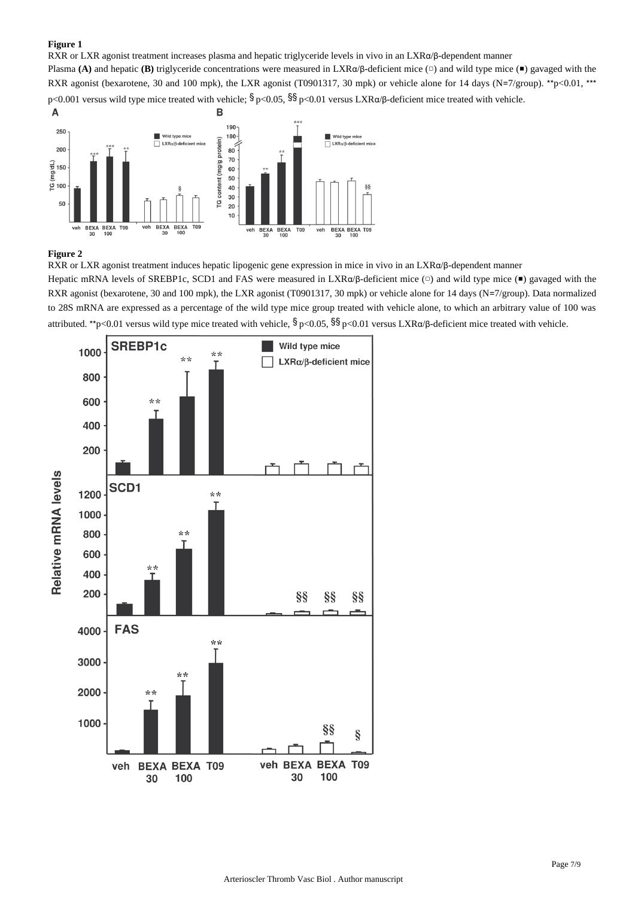**Figure 1**

RXR or LXR agonist treatment increases plasma and hepatic triglyceride levels in vivo in an LXRα/β-dependent manner

Plasma **(A)** and hepatic **(B)** triglyceride concentrations were measured in LXRα/β-deficient mice (□) and wild type mice (■) gavaged with the RXR agonist (bexarotene, 30 and 100 mpk), the LXR agonist (T0901317, 30 mpk) or vehicle alone for 14 days (N=7/group). **p<0.01, *** p<0.001 versus wild type mice treated with vehicle; § p<0.05, §§ p<0.01 versus LXRα/β-deficient mice treated with vehicle.

**Figure 2**

RXR or LXR agonist treatment induces hepatic lipogenic gene expression in mice in vivo in an LXRα/β-dependent manner

Hepatic mRNA levels of SREBP1c, SCD1 and FAS were measured in LXRα/β-deficient mice (□) and wild type mice (■) gavaged with the RXR agonist (bexarotene, 30 and 100 mpk), the LXR agonist (T0901317, 30 mpk) or vehicle alone for 14 days (N=7/group). Data normalized to 28S mRNA are expressed as a percentage of the wild type mice group treated with vehicle alone, to which an arbitrary value of 100 was attributed. **p<0.01 versus wild type mice treated with vehicle, § p<0.05, §§ p<0.01 versus LXRα/β-deficient mice treated with vehicle.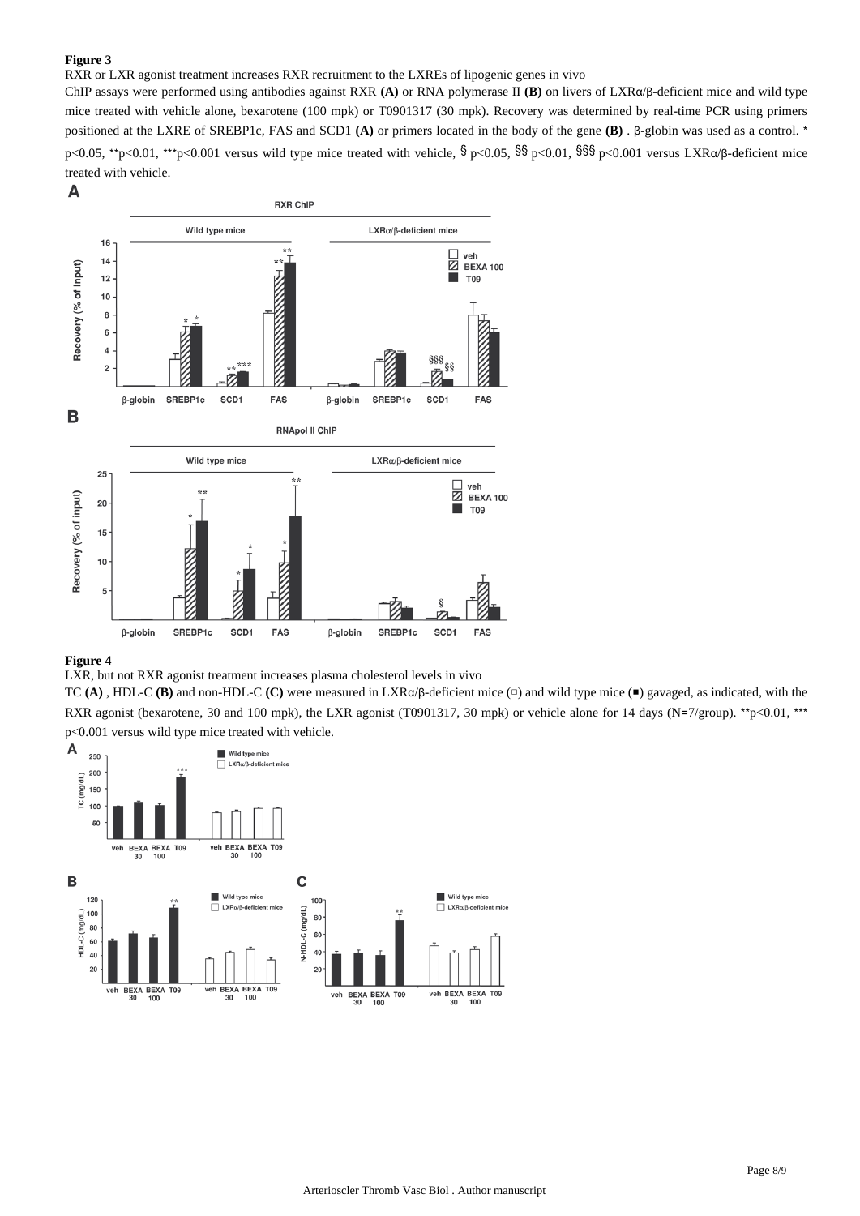**Figure 3**

RXR or LXR agonist treatment increases RXR recruitment to the LXREs of lipogenic genes in vivo

ChIP assays were performed using antibodies against RXR **(A)** or RNA polymerase II **(B)** on livers of LXRα/β-deficient mice and wild type mice treated with vehicle alone, bexarotene (100 mpk) or T0901317 (30 mpk). Recovery was determined by real-time PCR using primers positioned at the LXRE of SREBP1c, FAS and SCD1 **(A)** or primers located in the body of the gene **(B)** . β-globin was used as a control. * p<0.05, **p<0.01, ***p<0.001 versus wild type mice treated with vehicle, § p<0.05, §§ p<0.01, §§§ p<0.001 versus LXRα/β-deficient mice treated with vehicle.

**Figure 4**

LXR, but not RXR agonist treatment increases plasma cholesterol levels in vivo

TC **(A)** , HDL-C **(B)** and non-HDL-C **(C)** were measured in LXRα/β-deficient mice (□) and wild type mice (■) gavaged, as indicated, with the RXR agonist (bexarotene, 30 and 100 mpk), the LXR agonist (T0901317, 30 mpk) or vehicle alone for 14 days (N=7/group). **p<0.01, *** p<0.001 versus wild type mice treated with vehicle.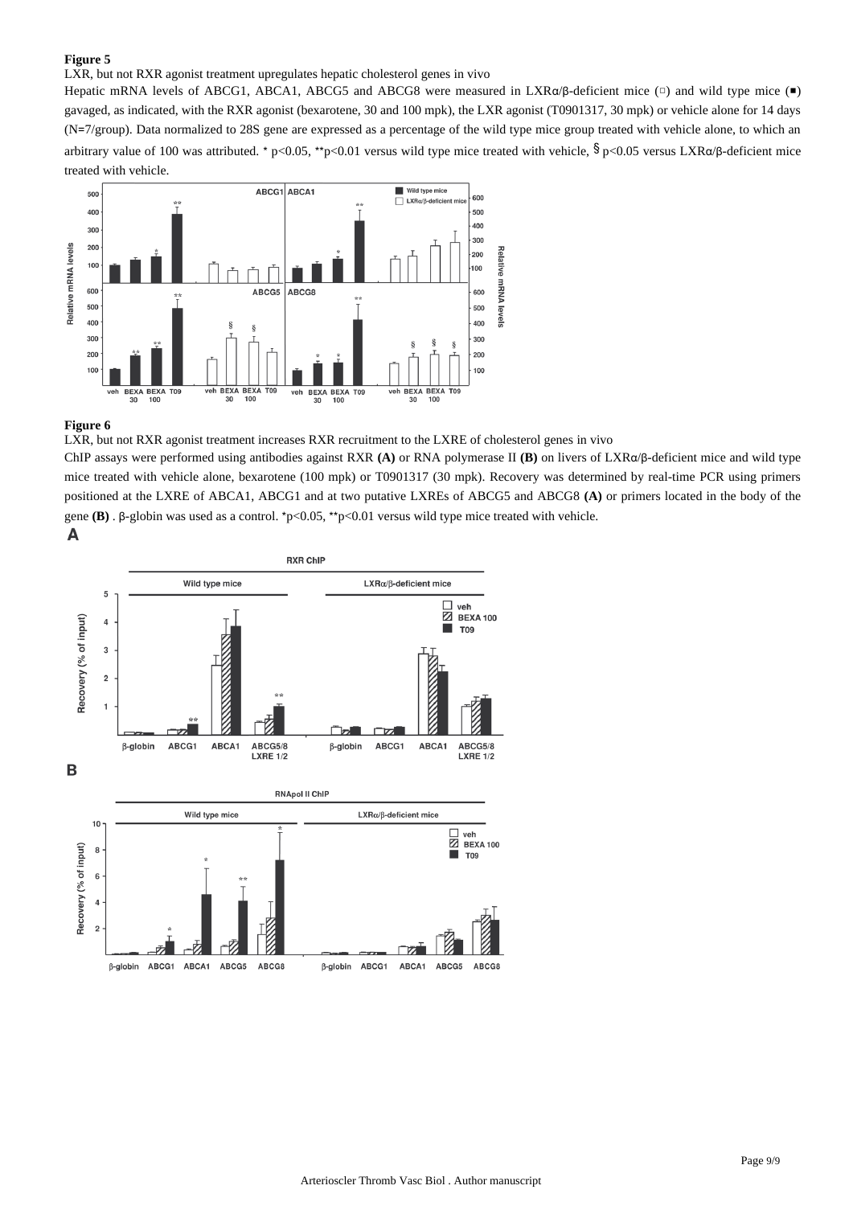**Figure 5**

LXR, but not RXR agonist treatment upregulates hepatic cholesterol genes in vivo

Hepatic mRNA levels of ABCG1, ABCA1, ABCG5 and ABCG8 were measured in LXRα/β-deficient mice (□) and wild type mice (■) gavaged, as indicated, with the RXR agonist (bexarotene, 30 and 100 mpk), the LXR agonist (T0901317, 30 mpk) or vehicle alone for 14 days (N=7/group). Data normalized to 28S gene are expressed as a percentage of the wild type mice group treated with vehicle alone, to which an arbitrary value of 100 was attributed. * $p<0.05$, ** $p<0.01$ versus wild type mice treated with vehicle, § $p<0.05$ versus LXRα/β-deficient mice treated with vehicle.

ABCG1 ABCA1

Wild type mice

LXRα/β-deficient mice

ABCG5 ABCG8

Relative mRNA levels

veh BEXA 30 BEXA 100 T09

**Figure 6**

LXR, but not RXR agonist treatment increases RXR recruitment to the LXRE of cholesterol genes in vivo

ChIP assays were performed using antibodies against RXR **(A)** or RNA polymerase II **(B)** on livers of LXRα/β-deficient mice and wild type mice treated with vehicle alone, bexarotene (100 mpk) or T0901317 (30 mpk). Recovery was determined by real-time PCR using primers positioned at the LXRE of ABCA1, ABCG1 and at two putative LXREs of ABCG5 and ABCG8 **(A)** or primers located in the body of the gene **(B)** . β-globin was used as a control. * $p<0.05$, ** $p<0.01$ versus wild type mice treated with vehicle.

**A**

RXR ChIP

Wild type mice

LXRα/β-deficient mice

Recovery (% of input)

veh
BEXA 100
T09

β-globin ABCG1 ABCA1 ABCG5/8 LXRE 1/2

**B**

RNApol II ChIP

Wild type mice

LXRα/β-deficient mice

Recovery (% of input)

veh
BEXA 100
T09

β-globin ABCG1 ABCA1 ABCG5 ABCG8